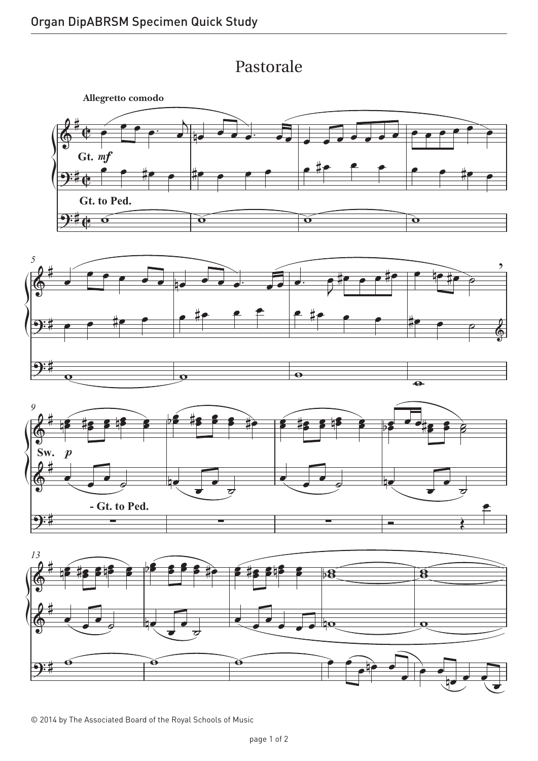# Pastorale

**Allegretto comodo**

Gt. *mf*

Gt. to Ped.

Sw. *p*

\- Gt. to Ped.

© 2014 by The Associated Board of the Royal Schools of Music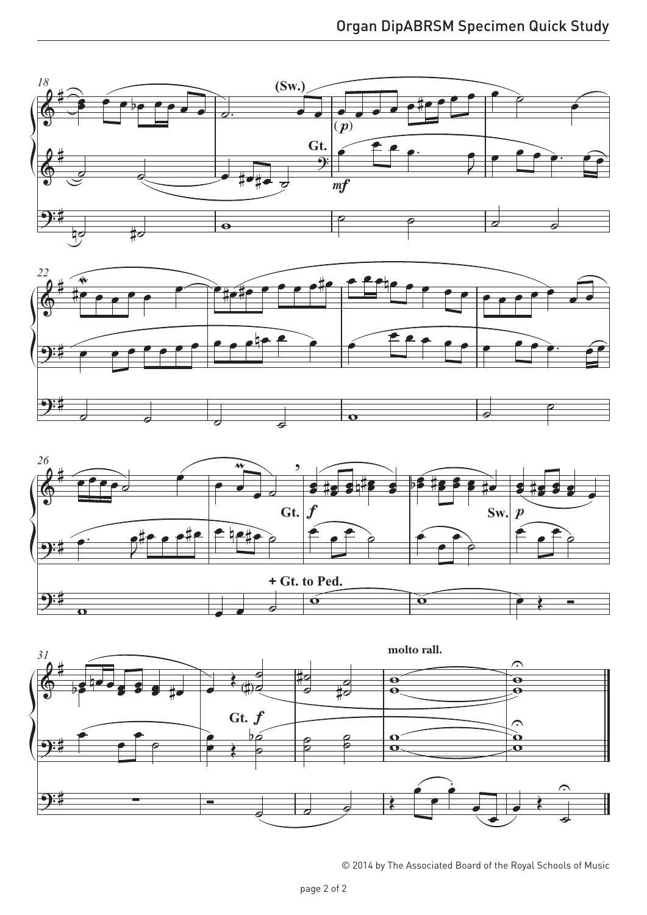© 2014 by The Associated Board of the Royal Schools of Music